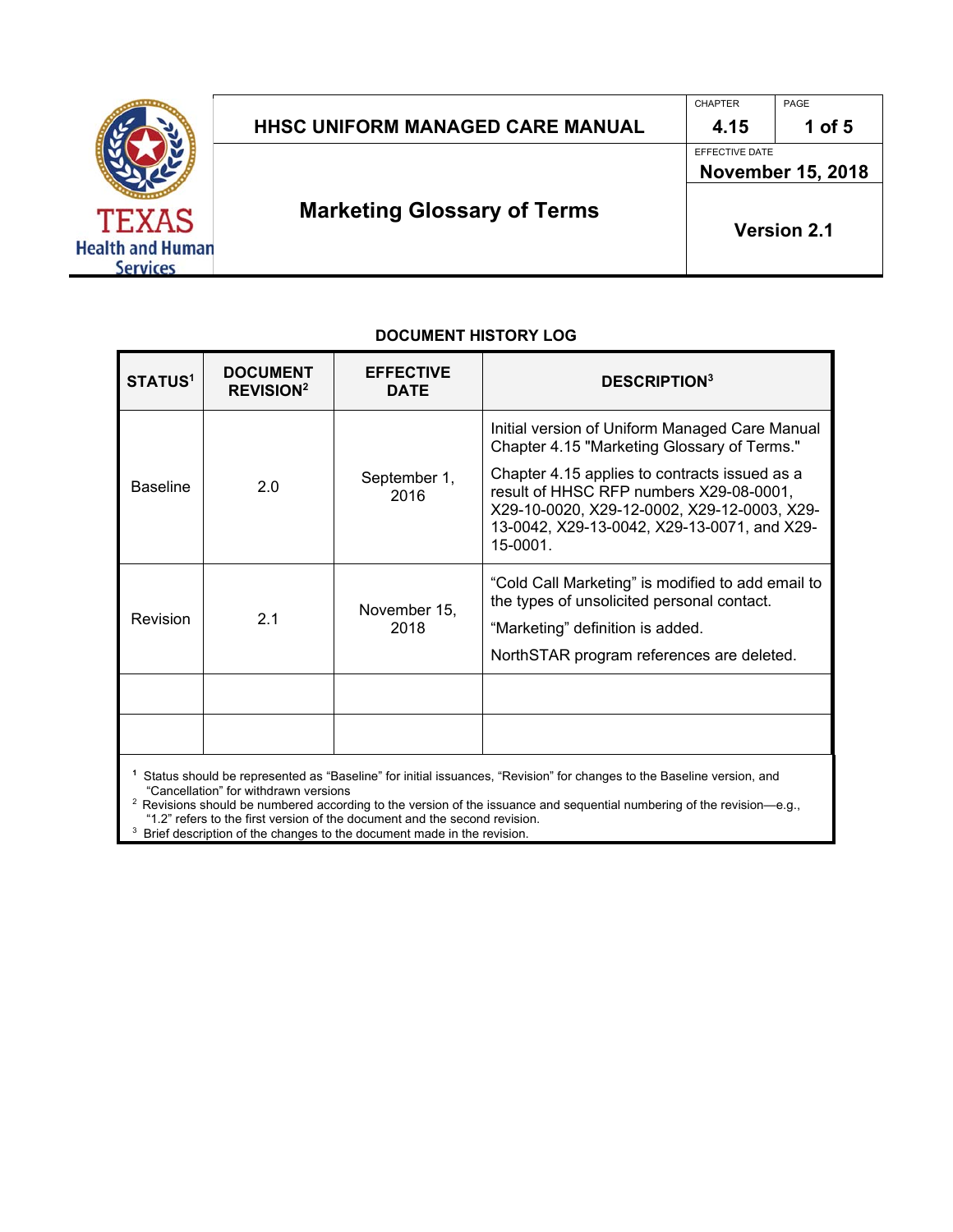# HHSC UNIFORM MANAGED CARE MANUAL

| CHAPTER | PAGE |
|---|---|
| 4.15 | 1 of 5 |

EFFECTIVE DATE
**November 15, 2018**

## Marketing Glossary of Terms

**Version 2.1**

### DOCUMENT HISTORY LOG

| STATUS[1] | DOCUMENT REVISION[2] | EFFECTIVE DATE | DESCRIPTION[3] |
|---|---|---|---|
| Baseline | 2.0 | September 1, 2016 | Initial version of Uniform Managed Care Manual Chapter 4.15 "Marketing Glossary of Terms." Chapter 4.15 applies to contracts issued as a result of HHSC RFP numbers X29-08-0001, X29-10-0020, X29-12-0002, X29-12-0003, X29-13-0042, X29-13-0042, X29-13-0071, and X29-15-0001. |
| Revision | 2.1 | November 15, 2018 | "Cold Call Marketing" is modified to add email to the types of unsolicited personal contact. "Marketing" definition is added. NorthSTAR program references are deleted. |
| | | | |
| | | | |

[1] Status should be represented as "Baseline" for initial issuances, "Revision" for changes to the Baseline version, and "Cancellation" for withdrawn versions
[2] Revisions should be numbered according to the version of the issuance and sequential numbering of the revision—e.g., "1.2" refers to the first version of the document and the second revision.
[3] Brief description of the changes to the document made in the revision.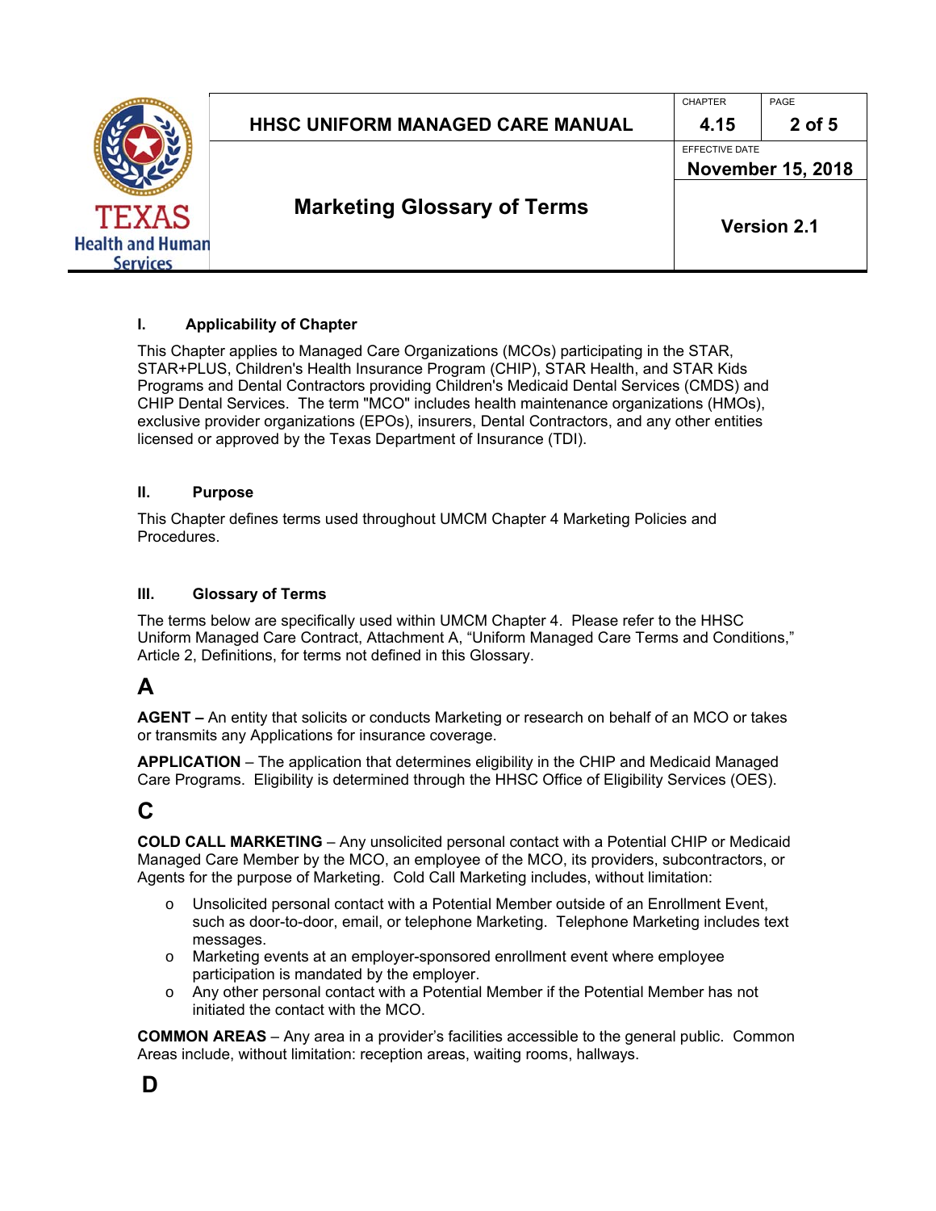## I. Applicability of Chapter

This Chapter applies to Managed Care Organizations (MCOs) participating in the STAR, STAR+PLUS, Children's Health Insurance Program (CHIP), STAR Health, and STAR Kids Programs and Dental Contractors providing Children's Medicaid Dental Services (CMDS) and CHIP Dental Services. The term "MCO" includes health maintenance organizations (HMOs), exclusive provider organizations (EPOs), insurers, Dental Contractors, and any other entities licensed or approved by the Texas Department of Insurance (TDI).

## II. Purpose

This Chapter defines terms used throughout UMCM Chapter 4 Marketing Policies and Procedures.

## III. Glossary of Terms

The terms below are specifically used within UMCM Chapter 4. Please refer to the HHSC Uniform Managed Care Contract, Attachment A, "Uniform Managed Care Terms and Conditions," Article 2, Definitions, for terms not defined in this Glossary.

# A

**AGENT –** An entity that solicits or conducts Marketing or research on behalf of an MCO or takes or transmits any Applications for insurance coverage.

**APPLICATION** – The application that determines eligibility in the CHIP and Medicaid Managed Care Programs. Eligibility is determined through the HHSC Office of Eligibility Services (OES).

# C

**COLD CALL MARKETING** – Any unsolicited personal contact with a Potential CHIP or Medicaid Managed Care Member by the MCO, an employee of the MCO, its providers, subcontractors, or Agents for the purpose of Marketing. Cold Call Marketing includes, without limitation:

- Unsolicited personal contact with a Potential Member outside of an Enrollment Event, such as door-to-door, email, or telephone Marketing. Telephone Marketing includes text messages.
- Marketing events at an employer-sponsored enrollment event where employee participation is mandated by the employer.
- Any other personal contact with a Potential Member if the Potential Member has not initiated the contact with the MCO.

**COMMON AREAS** – Any area in a provider's facilities accessible to the general public. Common Areas include, without limitation: reception areas, waiting rooms, hallways.

# D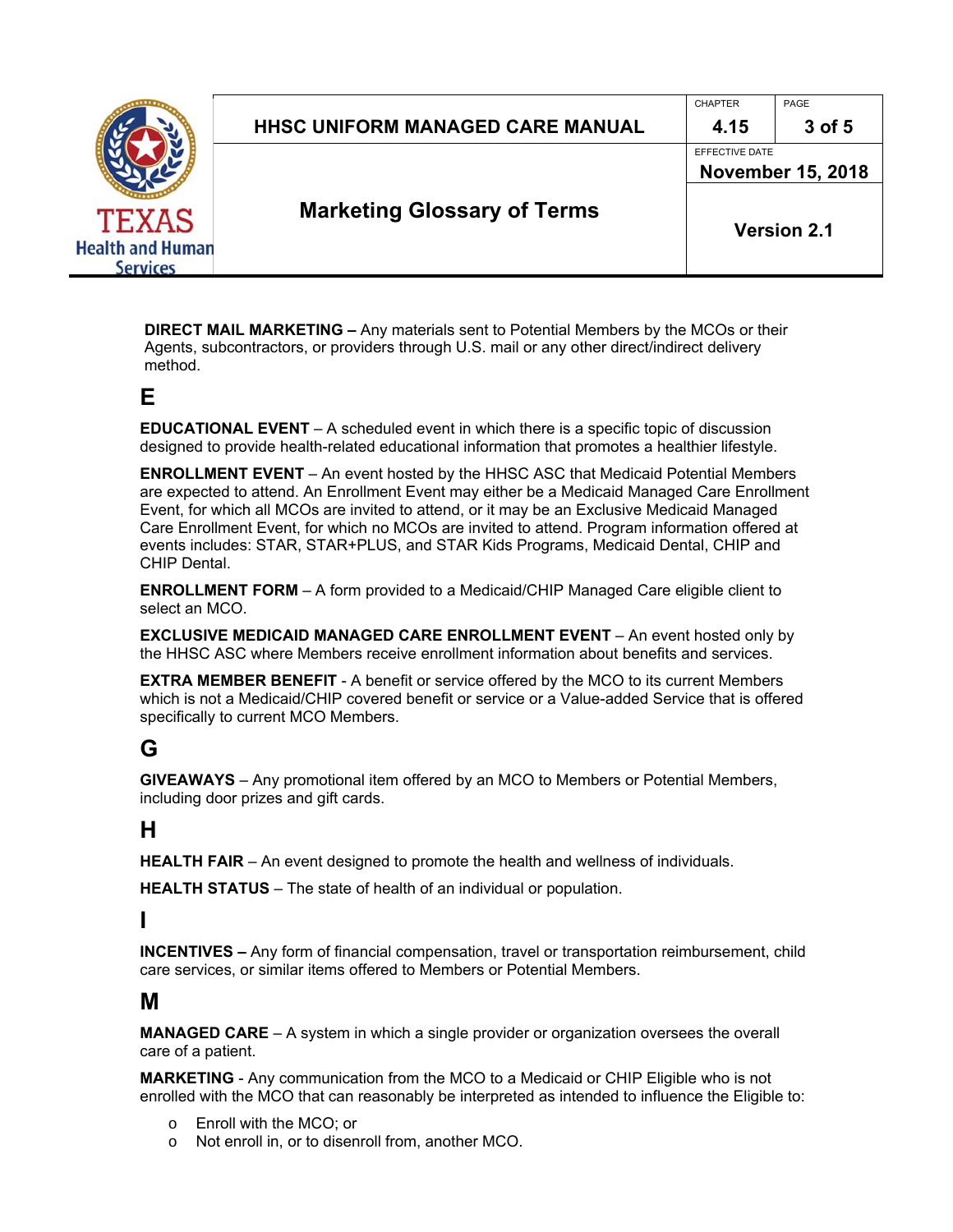**DIRECT MAIL MARKETING –** Any materials sent to Potential Members by the MCOs or their Agents, subcontractors, or providers through U.S. mail or any other direct/indirect delivery method.

## E

**EDUCATIONAL EVENT** – A scheduled event in which there is a specific topic of discussion designed to provide health-related educational information that promotes a healthier lifestyle.

**ENROLLMENT EVENT** – An event hosted by the HHSC ASC that Medicaid Potential Members are expected to attend. An Enrollment Event may either be a Medicaid Managed Care Enrollment Event, for which all MCOs are invited to attend, or it may be an Exclusive Medicaid Managed Care Enrollment Event, for which no MCOs are invited to attend. Program information offered at events includes: STAR, STAR+PLUS, and STAR Kids Programs, Medicaid Dental, CHIP and CHIP Dental.

**ENROLLMENT FORM** – A form provided to a Medicaid/CHIP Managed Care eligible client to select an MCO.

**EXCLUSIVE MEDICAID MANAGED CARE ENROLLMENT EVENT** – An event hosted only by the HHSC ASC where Members receive enrollment information about benefits and services.

**EXTRA MEMBER BENEFIT** - A benefit or service offered by the MCO to its current Members which is not a Medicaid/CHIP covered benefit or service or a Value-added Service that is offered specifically to current MCO Members.

## G

**GIVEAWAYS** – Any promotional item offered by an MCO to Members or Potential Members, including door prizes and gift cards.

## H

**HEALTH FAIR** – An event designed to promote the health and wellness of individuals.

**HEALTH STATUS** – The state of health of an individual or population.

## I

**INCENTIVES –** Any form of financial compensation, travel or transportation reimbursement, child care services, or similar items offered to Members or Potential Members.

## M

**MANAGED CARE** – A system in which a single provider or organization oversees the overall care of a patient.

**MARKETING** - Any communication from the MCO to a Medicaid or CHIP Eligible who is not enrolled with the MCO that can reasonably be interpreted as intended to influence the Eligible to:

- Enroll with the MCO; or
- Not enroll in, or to disenroll from, another MCO.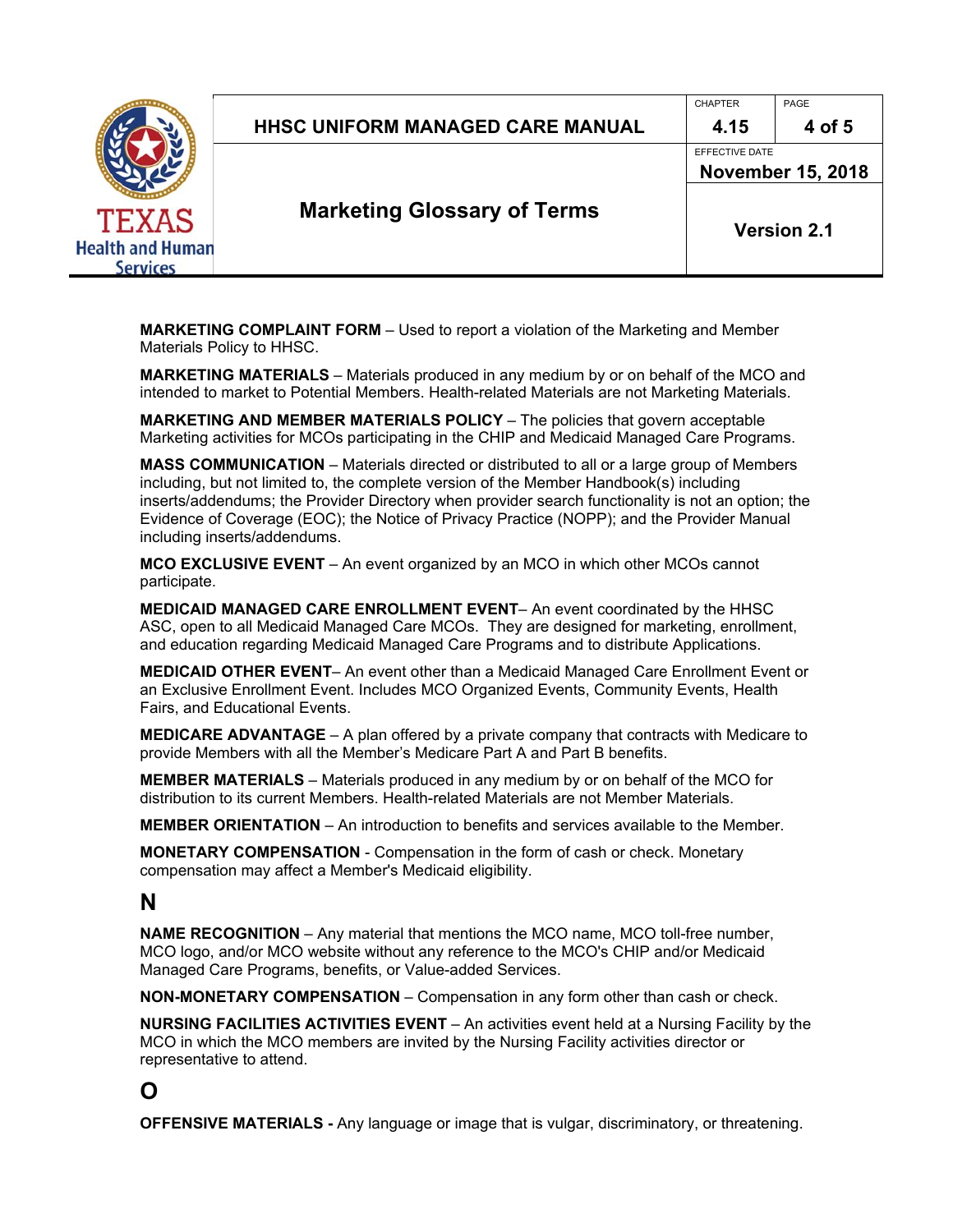**MARKETING COMPLAINT FORM** – Used to report a violation of the Marketing and Member Materials Policy to HHSC.

**MARKETING MATERIALS** – Materials produced in any medium by or on behalf of the MCO and intended to market to Potential Members. Health-related Materials are not Marketing Materials.

**MARKETING AND MEMBER MATERIALS POLICY** – The policies that govern acceptable Marketing activities for MCOs participating in the CHIP and Medicaid Managed Care Programs.

**MASS COMMUNICATION** – Materials directed or distributed to all or a large group of Members including, but not limited to, the complete version of the Member Handbook(s) including inserts/addendums; the Provider Directory when provider search functionality is not an option; the Evidence of Coverage (EOC); the Notice of Privacy Practice (NOPP); and the Provider Manual including inserts/addendums.

**MCO EXCLUSIVE EVENT** – An event organized by an MCO in which other MCOs cannot participate.

**MEDICAID MANAGED CARE ENROLLMENT EVENT**– An event coordinated by the HHSC ASC, open to all Medicaid Managed Care MCOs. They are designed for marketing, enrollment, and education regarding Medicaid Managed Care Programs and to distribute Applications.

**MEDICAID OTHER EVENT**– An event other than a Medicaid Managed Care Enrollment Event or an Exclusive Enrollment Event. Includes MCO Organized Events, Community Events, Health Fairs, and Educational Events.

**MEDICARE ADVANTAGE** – A plan offered by a private company that contracts with Medicare to provide Members with all the Member's Medicare Part A and Part B benefits.

**MEMBER MATERIALS** – Materials produced in any medium by or on behalf of the MCO for distribution to its current Members. Health-related Materials are not Member Materials.

**MEMBER ORIENTATION** – An introduction to benefits and services available to the Member.

**MONETARY COMPENSATION** - Compensation in the form of cash or check. Monetary compensation may affect a Member's Medicaid eligibility.

## N

**NAME RECOGNITION** – Any material that mentions the MCO name, MCO toll-free number, MCO logo, and/or MCO website without any reference to the MCO's CHIP and/or Medicaid Managed Care Programs, benefits, or Value-added Services.

**NON-MONETARY COMPENSATION** – Compensation in any form other than cash or check.

**NURSING FACILITIES ACTIVITIES EVENT** – An activities event held at a Nursing Facility by the MCO in which the MCO members are invited by the Nursing Facility activities director or representative to attend.

## O

**OFFENSIVE MATERIALS -** Any language or image that is vulgar, discriminatory, or threatening.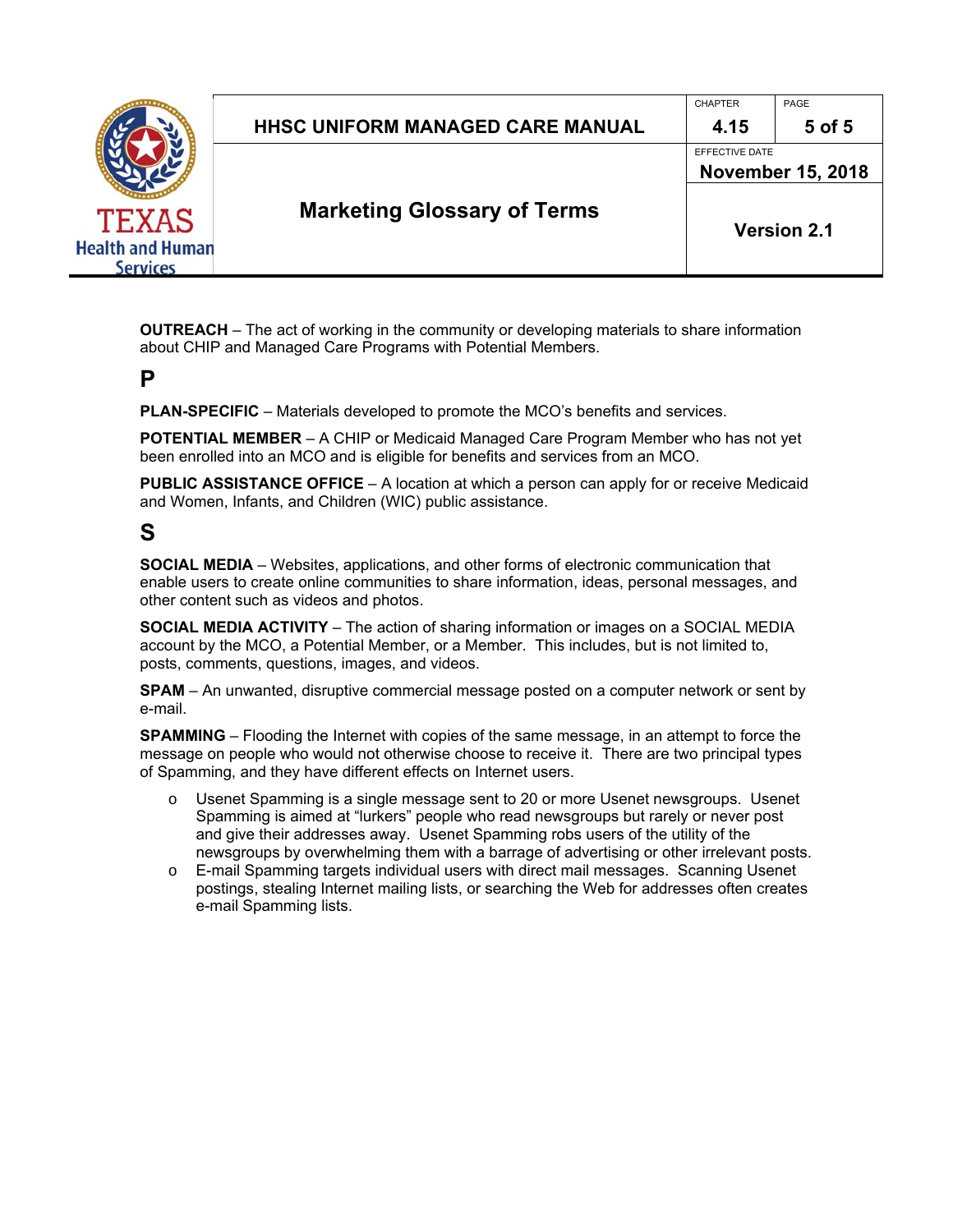**OUTREACH** – The act of working in the community or developing materials to share information about CHIP and Managed Care Programs with Potential Members.

## P

**PLAN-SPECIFIC** – Materials developed to promote the MCO's benefits and services.

**POTENTIAL MEMBER** – A CHIP or Medicaid Managed Care Program Member who has not yet been enrolled into an MCO and is eligible for benefits and services from an MCO.

**PUBLIC ASSISTANCE OFFICE** – A location at which a person can apply for or receive Medicaid and Women, Infants, and Children (WIC) public assistance.

## S

**SOCIAL MEDIA** – Websites, applications, and other forms of electronic communication that enable users to create online communities to share information, ideas, personal messages, and other content such as videos and photos.

**SOCIAL MEDIA ACTIVITY** – The action of sharing information or images on a SOCIAL MEDIA account by the MCO, a Potential Member, or a Member. This includes, but is not limited to, posts, comments, questions, images, and videos.

**SPAM** – An unwanted, disruptive commercial message posted on a computer network or sent by e-mail.

**SPAMMING** – Flooding the Internet with copies of the same message, in an attempt to force the message on people who would not otherwise choose to receive it. There are two principal types of Spamming, and they have different effects on Internet users.

- Usenet Spamming is a single message sent to 20 or more Usenet newsgroups. Usenet Spamming is aimed at "lurkers" people who read newsgroups but rarely or never post and give their addresses away. Usenet Spamming robs users of the utility of the newsgroups by overwhelming them with a barrage of advertising or other irrelevant posts.
- E-mail Spamming targets individual users with direct mail messages. Scanning Usenet postings, stealing Internet mailing lists, or searching the Web for addresses often creates e-mail Spamming lists.